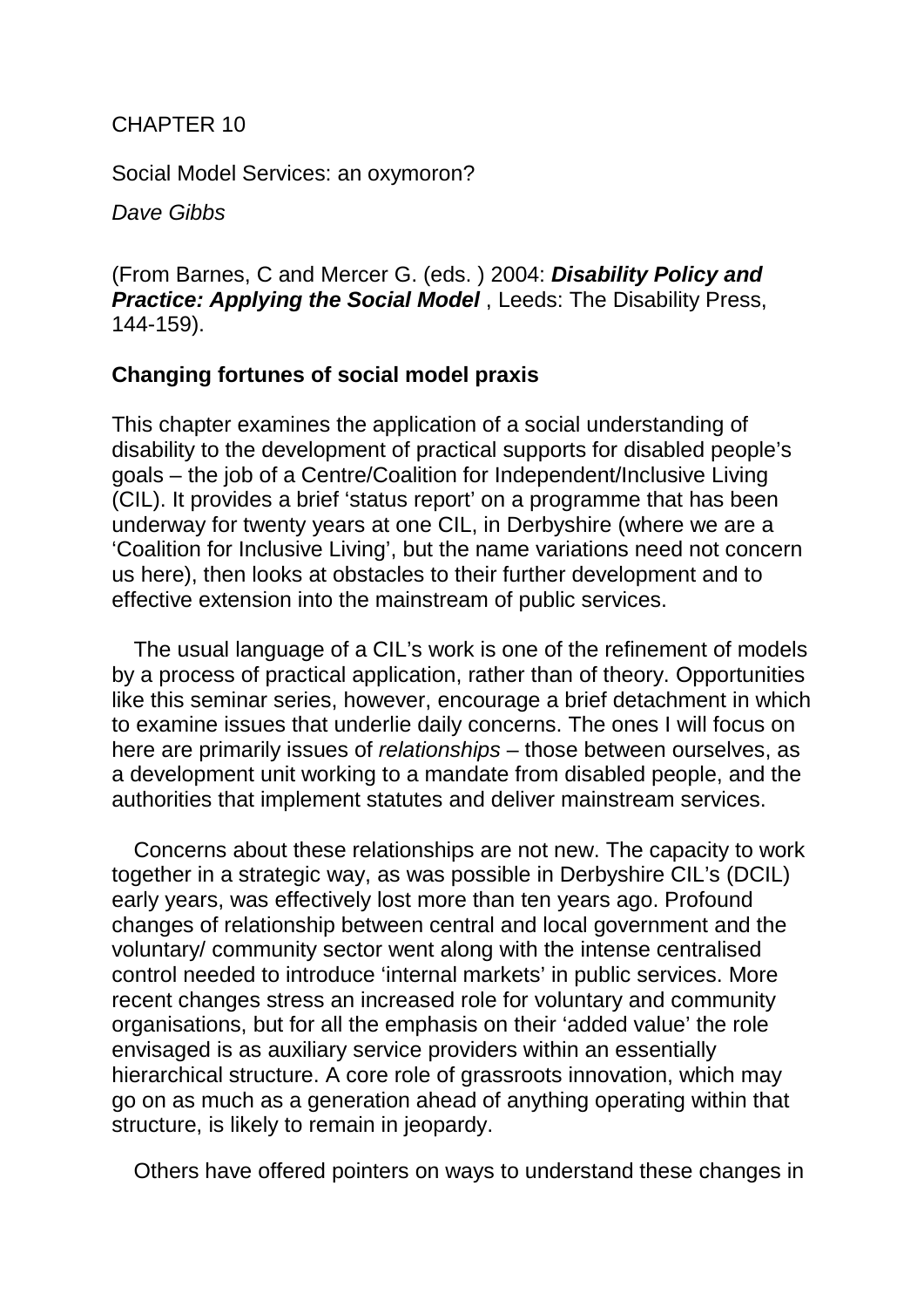CHAPTER 10

# Social Model Services: an oxymoron?

*Dave Gibbs*

(From Barnes, C and Mercer G. (eds. ) 2004: ***Disability Policy and Practice: Applying the Social Model*** , Leeds: The Disability Press, 144-159).

## Changing fortunes of social model praxis

This chapter examines the application of a social understanding of disability to the development of practical supports for disabled people's goals – the job of a Centre/Coalition for Independent/Inclusive Living (CIL). It provides a brief 'status report' on a programme that has been underway for twenty years at one CIL, in Derbyshire (where we are a 'Coalition for Inclusive Living', but the name variations need not concern us here), then looks at obstacles to their further development and to effective extension into the mainstream of public services.

The usual language of a CIL's work is one of the refinement of models by a process of practical application, rather than of theory. Opportunities like this seminar series, however, encourage a brief detachment in which to examine issues that underlie daily concerns. The ones I will focus on here are primarily issues of *relationships* – those between ourselves, as a development unit working to a mandate from disabled people, and the authorities that implement statutes and deliver mainstream services.

Concerns about these relationships are not new. The capacity to work together in a strategic way, as was possible in Derbyshire CIL's (DCIL) early years, was effectively lost more than ten years ago. Profound changes of relationship between central and local government and the voluntary/ community sector went along with the intense centralised control needed to introduce 'internal markets' in public services. More recent changes stress an increased role for voluntary and community organisations, but for all the emphasis on their 'added value' the role envisaged is as auxiliary service providers within an essentially hierarchical structure. A core role of grassroots innovation, which may go on as much as a generation ahead of anything operating within that structure, is likely to remain in jeopardy.

Others have offered pointers on ways to understand these changes in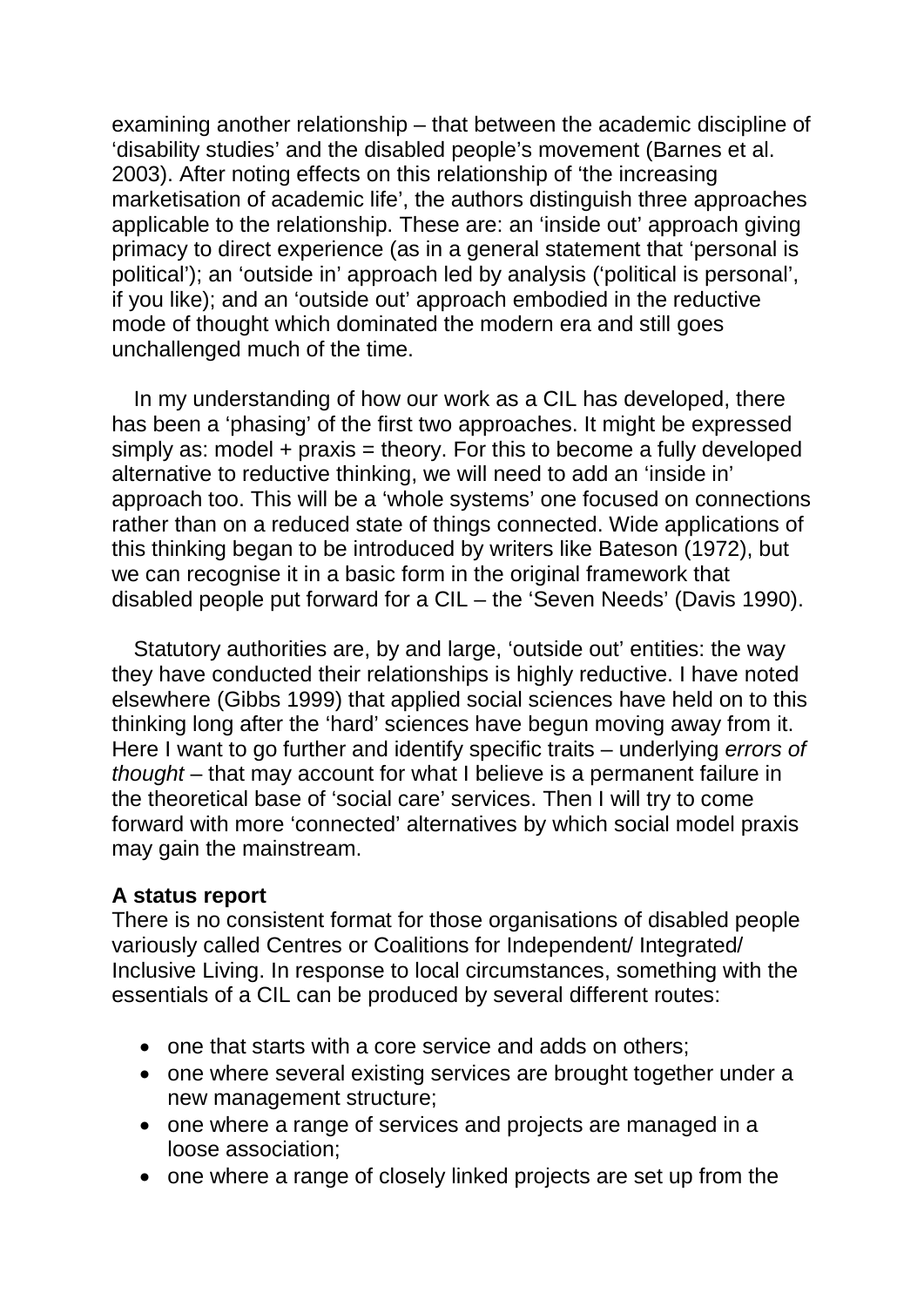examining another relationship – that between the academic discipline of 'disability studies' and the disabled people's movement (Barnes et al. 2003). After noting effects on this relationship of 'the increasing marketisation of academic life', the authors distinguish three approaches applicable to the relationship. These are: an 'inside out' approach giving primacy to direct experience (as in a general statement that 'personal is political'); an 'outside in' approach led by analysis ('political is personal', if you like); and an 'outside out' approach embodied in the reductive mode of thought which dominated the modern era and still goes unchallenged much of the time.

In my understanding of how our work as a CIL has developed, there has been a 'phasing' of the first two approaches. It might be expressed simply as: model + praxis = theory. For this to become a fully developed alternative to reductive thinking, we will need to add an 'inside in' approach too. This will be a 'whole systems' one focused on connections rather than on a reduced state of things connected. Wide applications of this thinking began to be introduced by writers like Bateson (1972), but we can recognise it in a basic form in the original framework that disabled people put forward for a CIL – the 'Seven Needs' (Davis 1990).

Statutory authorities are, by and large, 'outside out' entities: the way they have conducted their relationships is highly reductive. I have noted elsewhere (Gibbs 1999) that applied social sciences have held on to this thinking long after the 'hard' sciences have begun moving away from it. Here I want to go further and identify specific traits – underlying *errors of thought* – that may account for what I believe is a permanent failure in the theoretical base of 'social care' services. Then I will try to come forward with more 'connected' alternatives by which social model praxis may gain the mainstream.

**A status report**
There is no consistent format for those organisations of disabled people variously called Centres or Coalitions for Independent/ Integrated/ Inclusive Living. In response to local circumstances, something with the essentials of a CIL can be produced by several different routes:

- one that starts with a core service and adds on others;
- one where several existing services are brought together under a new management structure;
- one where a range of services and projects are managed in a loose association;
- one where a range of closely linked projects are set up from the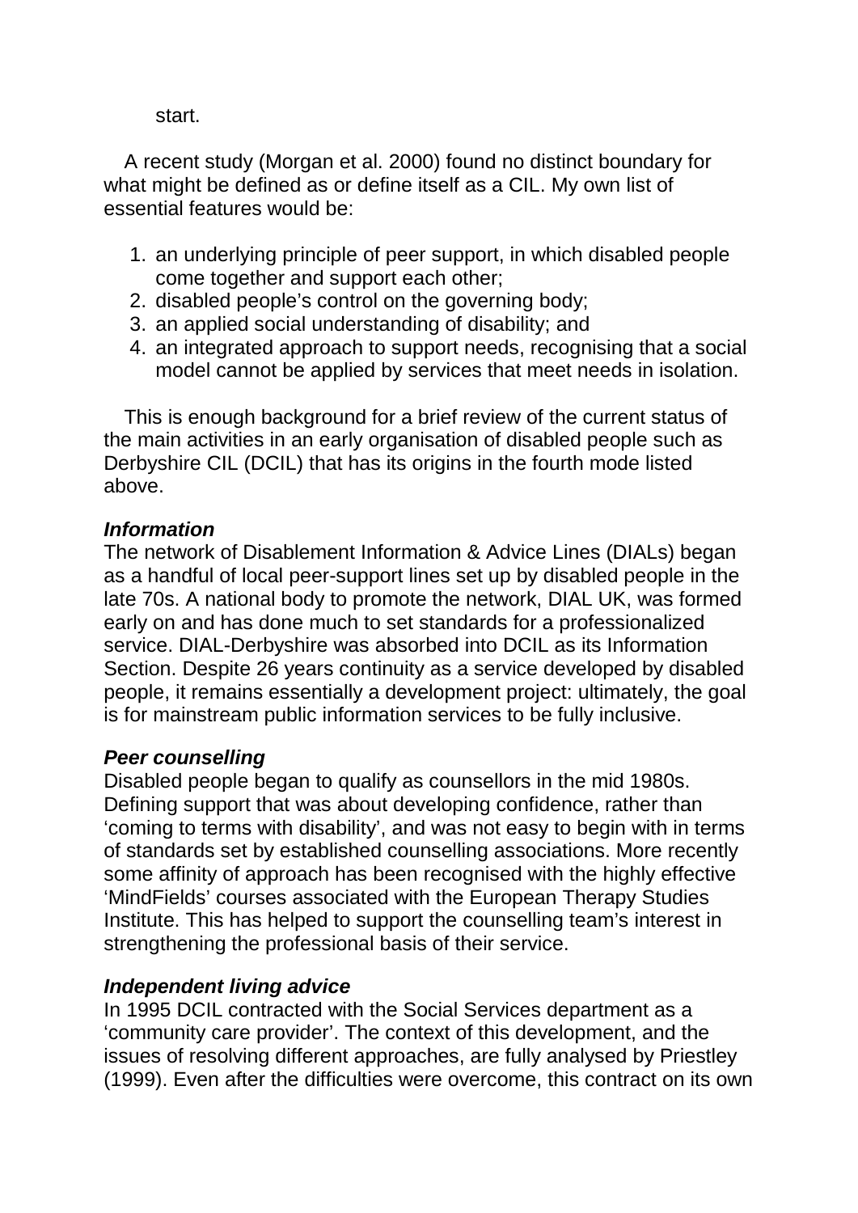start.

A recent study (Morgan et al. 2000) found no distinct boundary for what might be defined as or define itself as a CIL. My own list of essential features would be:

1. an underlying principle of peer support, in which disabled people come together and support each other;
2. disabled people's control on the governing body;
3. an applied social understanding of disability; and
4. an integrated approach to support needs, recognising that a social model cannot be applied by services that meet needs in isolation.

This is enough background for a brief review of the current status of the main activities in an early organisation of disabled people such as Derbyshire CIL (DCIL) that has its origins in the fourth mode listed above.

***Information***

The network of Disablement Information & Advice Lines (DIALs) began as a handful of local peer-support lines set up by disabled people in the late 70s. A national body to promote the network, DIAL UK, was formed early on and has done much to set standards for a professionalized service. DIAL-Derbyshire was absorbed into DCIL as its Information Section. Despite 26 years continuity as a service developed by disabled people, it remains essentially a development project: ultimately, the goal is for mainstream public information services to be fully inclusive.

***Peer counselling***

Disabled people began to qualify as counsellors in the mid 1980s. Defining support that was about developing confidence, rather than 'coming to terms with disability', and was not easy to begin with in terms of standards set by established counselling associations. More recently some affinity of approach has been recognised with the highly effective 'MindFields' courses associated with the European Therapy Studies Institute. This has helped to support the counselling team's interest in strengthening the professional basis of their service.

***Independent living advice***

In 1995 DCIL contracted with the Social Services department as a 'community care provider'. The context of this development, and the issues of resolving different approaches, are fully analysed by Priestley (1999). Even after the difficulties were overcome, this contract on its own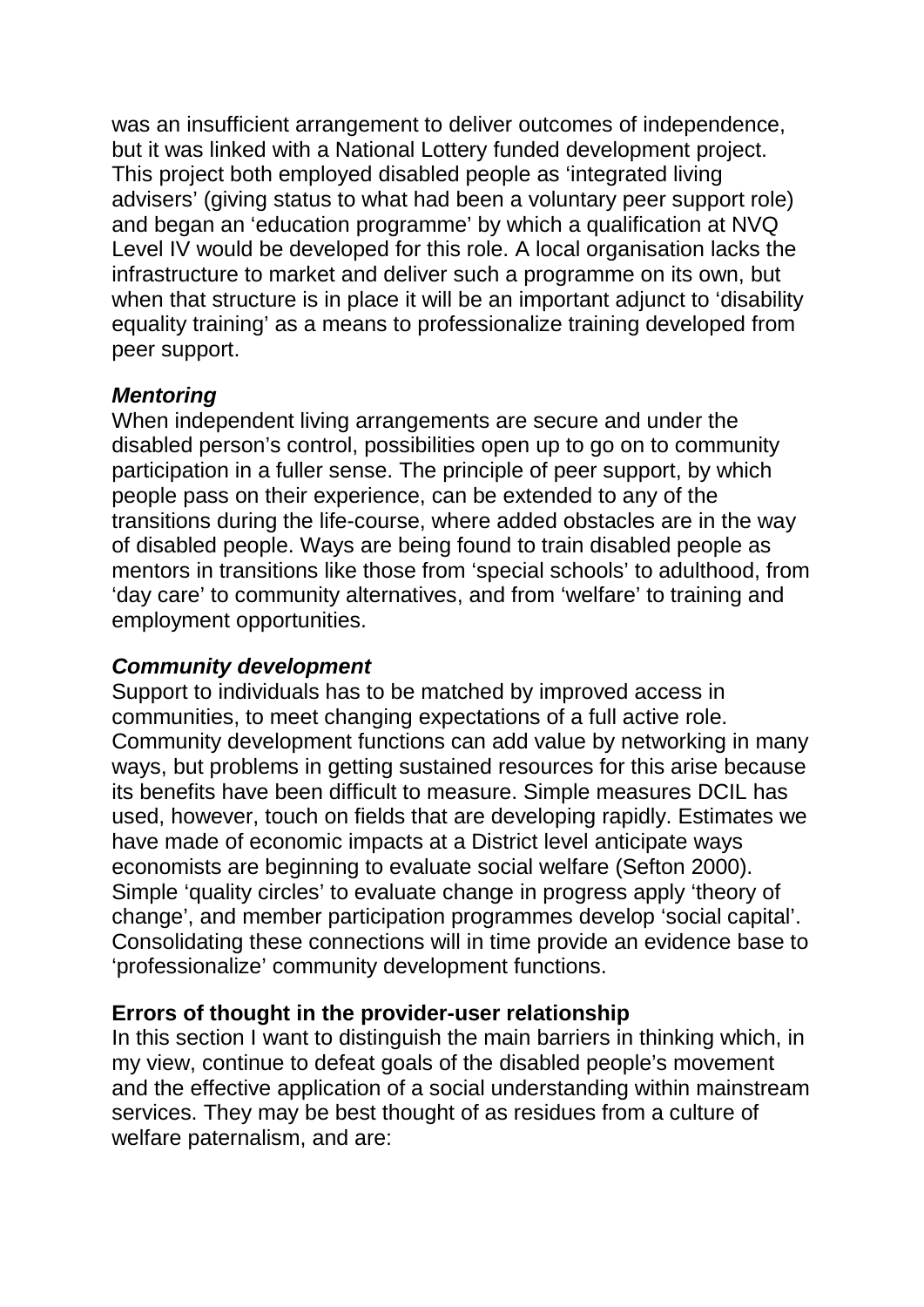was an insufficient arrangement to deliver outcomes of independence, but it was linked with a National Lottery funded development project. This project both employed disabled people as 'integrated living advisers' (giving status to what had been a voluntary peer support role) and began an 'education programme' by which a qualification at NVQ Level IV would be developed for this role. A local organisation lacks the infrastructure to market and deliver such a programme on its own, but when that structure is in place it will be an important adjunct to 'disability equality training' as a means to professionalize training developed from peer support.

***Mentoring***

When independent living arrangements are secure and under the disabled person's control, possibilities open up to go on to community participation in a fuller sense. The principle of peer support, by which people pass on their experience, can be extended to any of the transitions during the life-course, where added obstacles are in the way of disabled people. Ways are being found to train disabled people as mentors in transitions like those from 'special schools' to adulthood, from 'day care' to community alternatives, and from 'welfare' to training and employment opportunities.

***Community development***

Support to individuals has to be matched by improved access in communities, to meet changing expectations of a full active role. Community development functions can add value by networking in many ways, but problems in getting sustained resources for this arise because its benefits have been difficult to measure. Simple measures DCIL has used, however, touch on fields that are developing rapidly. Estimates we have made of economic impacts at a District level anticipate ways economists are beginning to evaluate social welfare (Sefton 2000). Simple 'quality circles' to evaluate change in progress apply 'theory of change', and member participation programmes develop 'social capital'. Consolidating these connections will in time provide an evidence base to 'professionalize' community development functions.

**Errors of thought in the provider-user relationship**

In this section I want to distinguish the main barriers in thinking which, in my view, continue to defeat goals of the disabled people's movement and the effective application of a social understanding within mainstream services. They may be best thought of as residues from a culture of welfare paternalism, and are: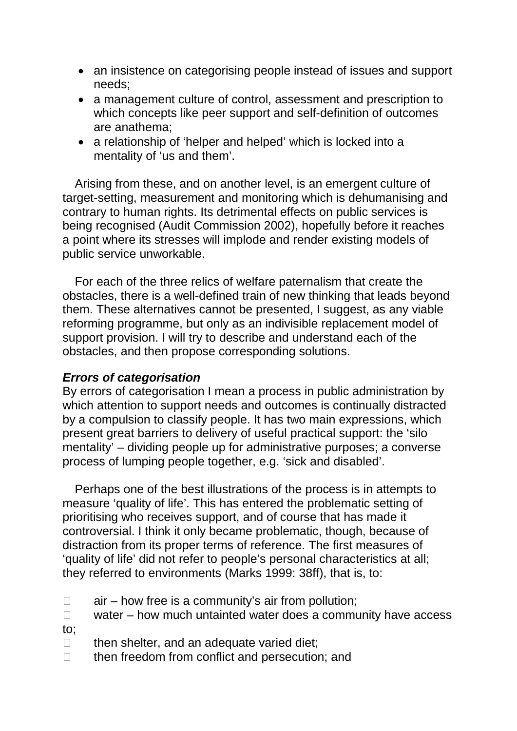- an insistence on categorising people instead of issues and support needs;
- a management culture of control, assessment and prescription to which concepts like peer support and self-definition of outcomes are anathema;
- a relationship of 'helper and helped' which is locked into a mentality of 'us and them'.

Arising from these, and on another level, is an emergent culture of target-setting, measurement and monitoring which is dehumanising and contrary to human rights. Its detrimental effects on public services is being recognised (Audit Commission 2002), hopefully before it reaches a point where its stresses will implode and render existing models of public service unworkable.

For each of the three relics of welfare paternalism that create the obstacles, there is a well-defined train of new thinking that leads beyond them. These alternatives cannot be presented, I suggest, as any viable reforming programme, but only as an indivisible replacement model of support provision. I will try to describe and understand each of the obstacles, and then propose corresponding solutions.

***Errors of categorisation***

By errors of categorisation I mean a process in public administration by which attention to support needs and outcomes is continually distracted by a compulsion to classify people. It has two main expressions, which present great barriers to delivery of useful practical support: the 'silo mentality' – dividing people up for administrative purposes; a converse process of lumping people together, e.g. 'sick and disabled'.

Perhaps one of the best illustrations of the process is in attempts to measure 'quality of life'. This has entered the problematic setting of prioritising who receives support, and of course that has made it controversial. I think it only became problematic, though, because of distraction from its proper terms of reference. The first measures of 'quality of life' did not refer to people's personal characteristics at all; they referred to environments (Marks 1999: 38ff), that is, to:

- air – how free is a community's air from pollution;
- water – how much untainted water does a community have access to;
- then shelter, and an adequate varied diet;
- then freedom from conflict and persecution; and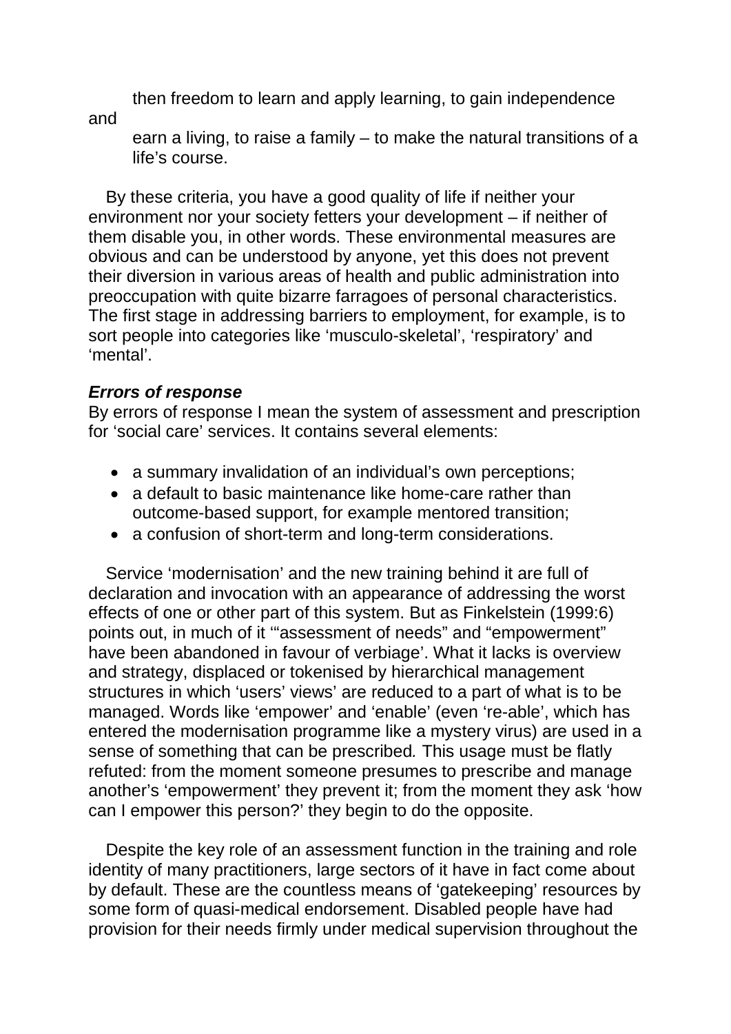then freedom to learn and apply learning, to gain independence and earn a living, to raise a family – to make the natural transitions of a life's course.

By these criteria, you have a good quality of life if neither your environment nor your society fetters your development – if neither of them disable you, in other words. These environmental measures are obvious and can be understood by anyone, yet this does not prevent their diversion in various areas of health and public administration into preoccupation with quite bizarre farragoes of personal characteristics. The first stage in addressing barriers to employment, for example, is to sort people into categories like 'musculo-skeletal', 'respiratory' and 'mental'.

### *Errors of response*

By errors of response I mean the system of assessment and prescription for 'social care' services. It contains several elements:

- a summary invalidation of an individual's own perceptions;
- a default to basic maintenance like home-care rather than outcome-based support, for example mentored transition;
- a confusion of short-term and long-term considerations.

Service 'modernisation' and the new training behind it are full of declaration and invocation with an appearance of addressing the worst effects of one or other part of this system. But as Finkelstein (1999:6) points out, in much of it '"assessment of needs" and "empowerment" have been abandoned in favour of verbiage'. What it lacks is overview and strategy, displaced or tokenised by hierarchical management structures in which 'users' views' are reduced to a part of what is to be managed. Words like 'empower' and 'enable' (even 're-able', which has entered the modernisation programme like a mystery virus) are used in a sense of something that can be prescribed*.* This usage must be flatly refuted: from the moment someone presumes to prescribe and manage another's 'empowerment' they prevent it; from the moment they ask 'how can I empower this person?' they begin to do the opposite.

Despite the key role of an assessment function in the training and role identity of many practitioners, large sectors of it have in fact come about by default. These are the countless means of 'gatekeeping' resources by some form of quasi-medical endorsement. Disabled people have had provision for their needs firmly under medical supervision throughout the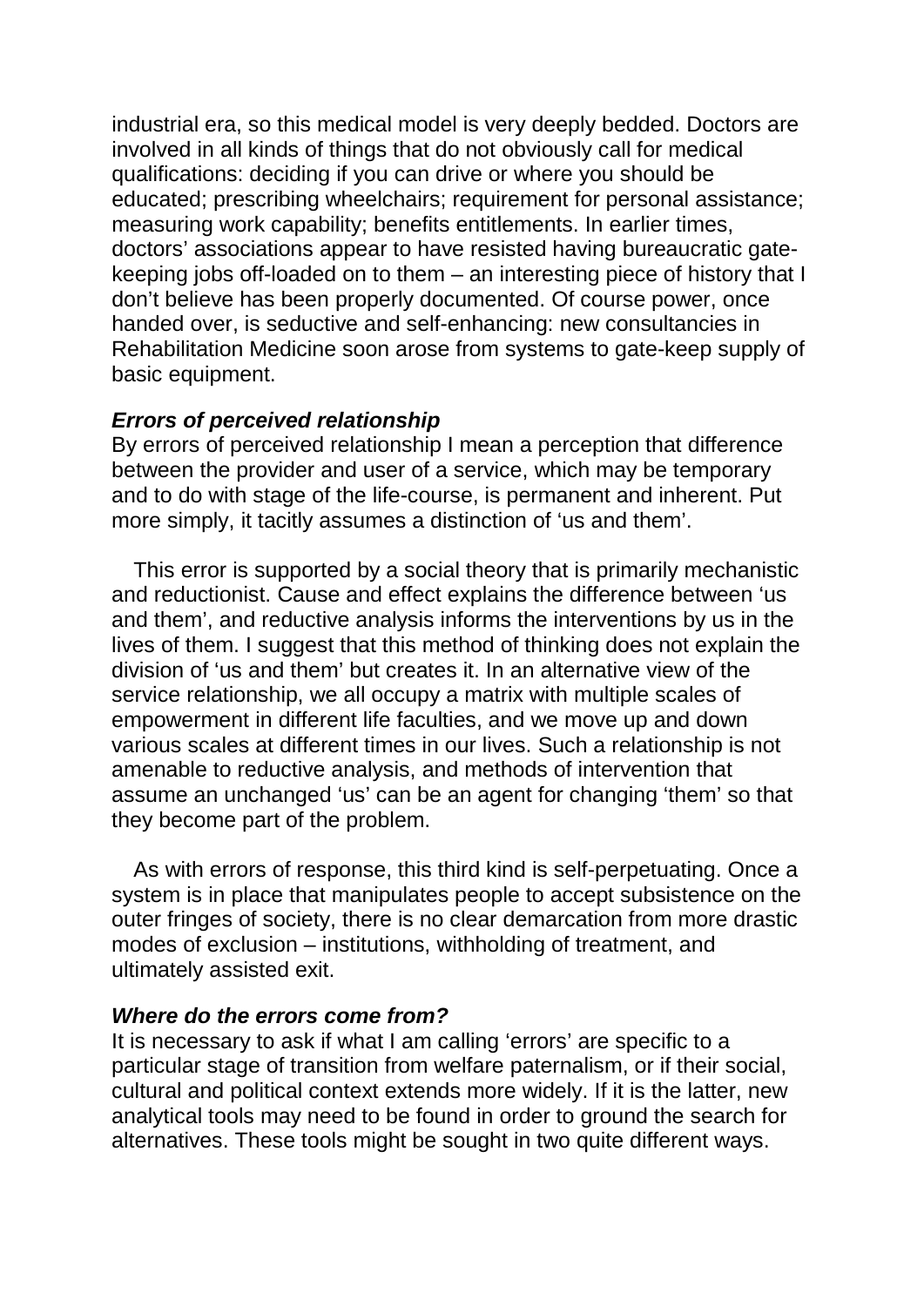industrial era, so this medical model is very deeply bedded. Doctors are involved in all kinds of things that do not obviously call for medical qualifications: deciding if you can drive or where you should be educated; prescribing wheelchairs; requirement for personal assistance; measuring work capability; benefits entitlements. In earlier times, doctors' associations appear to have resisted having bureaucratic gate-keeping jobs off-loaded on to them – an interesting piece of history that I don't believe has been properly documented. Of course power, once handed over, is seductive and self-enhancing: new consultancies in Rehabilitation Medicine soon arose from systems to gate-keep supply of basic equipment.

***Errors of perceived relationship***

By errors of perceived relationship I mean a perception that difference between the provider and user of a service, which may be temporary and to do with stage of the life-course, is permanent and inherent. Put more simply, it tacitly assumes a distinction of 'us and them'.

This error is supported by a social theory that is primarily mechanistic and reductionist. Cause and effect explains the difference between 'us and them', and reductive analysis informs the interventions by us in the lives of them. I suggest that this method of thinking does not explain the division of 'us and them' but creates it. In an alternative view of the service relationship, we all occupy a matrix with multiple scales of empowerment in different life faculties, and we move up and down various scales at different times in our lives. Such a relationship is not amenable to reductive analysis, and methods of intervention that assume an unchanged 'us' can be an agent for changing 'them' so that they become part of the problem.

As with errors of response, this third kind is self-perpetuating. Once a system is in place that manipulates people to accept subsistence on the outer fringes of society, there is no clear demarcation from more drastic modes of exclusion – institutions, withholding of treatment, and ultimately assisted exit.

***Where do the errors come from?***

It is necessary to ask if what I am calling 'errors' are specific to a particular stage of transition from welfare paternalism, or if their social, cultural and political context extends more widely. If it is the latter, new analytical tools may need to be found in order to ground the search for alternatives. These tools might be sought in two quite different ways.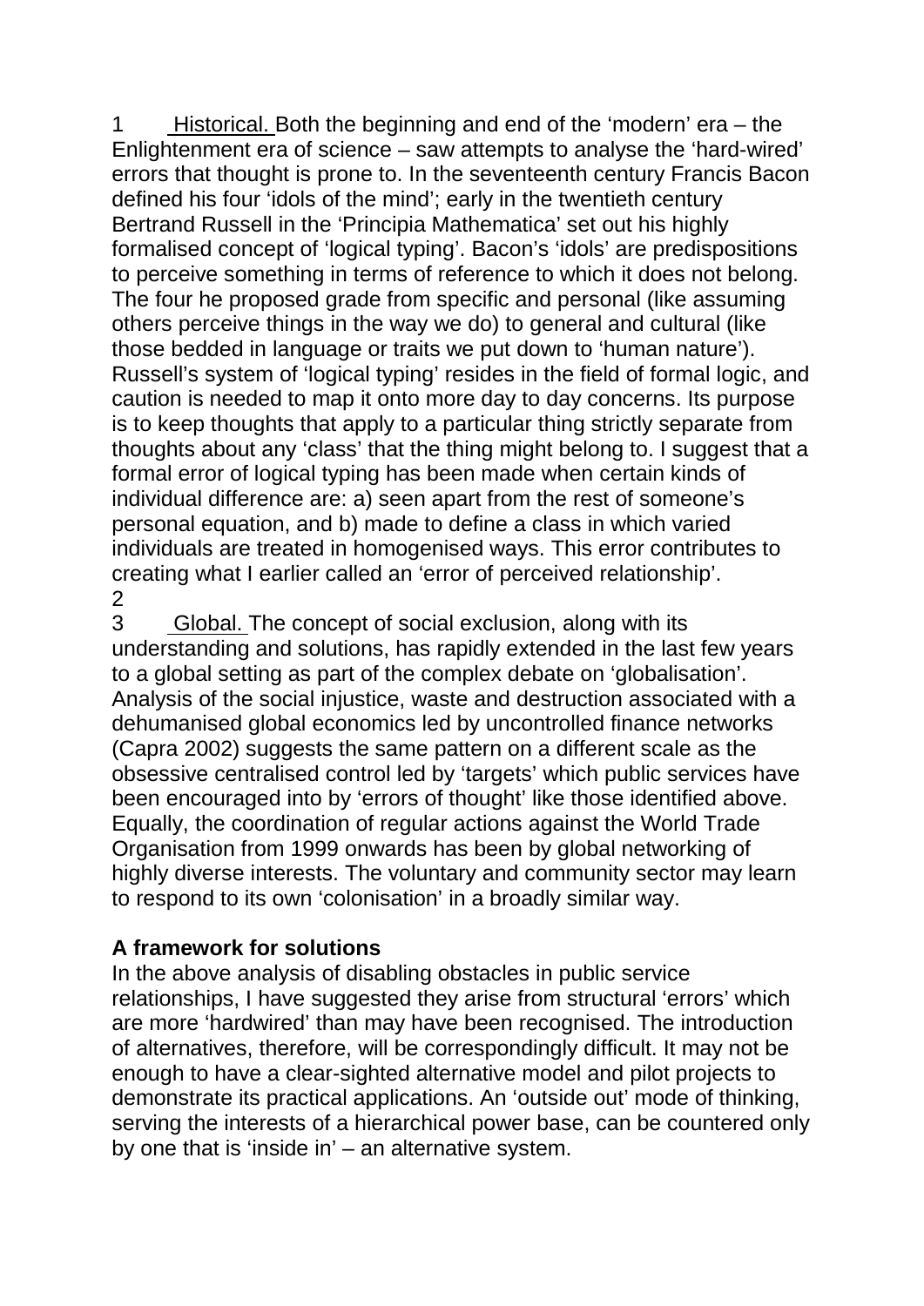1 <u>Historical.</u> Both the beginning and end of the 'modern' era – the Enlightenment era of science – saw attempts to analyse the 'hard-wired' errors that thought is prone to. In the seventeenth century Francis Bacon defined his four 'idols of the mind'; early in the twentieth century Bertrand Russell in the 'Principia Mathematica' set out his highly formalised concept of 'logical typing'. Bacon's 'idols' are predispositions to perceive something in terms of reference to which it does not belong. The four he proposed grade from specific and personal (like assuming others perceive things in the way we do) to general and cultural (like those bedded in language or traits we put down to 'human nature'). Russell's system of 'logical typing' resides in the field of formal logic, and caution is needed to map it onto more day to day concerns. Its purpose is to keep thoughts that apply to a particular thing strictly separate from thoughts about any 'class' that the thing might belong to. I suggest that a formal error of logical typing has been made when certain kinds of individual difference are: a) seen apart from the rest of someone's personal equation, and b) made to define a class in which varied individuals are treated in homogenised ways. This error contributes to creating what I earlier called an 'error of perceived relationship'.

2

3 <u>Global.</u> The concept of social exclusion, along with its understanding and solutions, has rapidly extended in the last few years to a global setting as part of the complex debate on 'globalisation'. Analysis of the social injustice, waste and destruction associated with a dehumanised global economics led by uncontrolled finance networks (Capra 2002) suggests the same pattern on a different scale as the obsessive centralised control led by 'targets' which public services have been encouraged into by 'errors of thought' like those identified above. Equally, the coordination of regular actions against the World Trade Organisation from 1999 onwards has been by global networking of highly diverse interests. The voluntary and community sector may learn to respond to its own 'colonisation' in a broadly similar way.

**A framework for solutions**

In the above analysis of disabling obstacles in public service relationships, I have suggested they arise from structural 'errors' which are more 'hardwired' than may have been recognised. The introduction of alternatives, therefore, will be correspondingly difficult. It may not be enough to have a clear-sighted alternative model and pilot projects to demonstrate its practical applications. An 'outside out' mode of thinking, serving the interests of a hierarchical power base, can be countered only by one that is 'inside in' – an alternative system.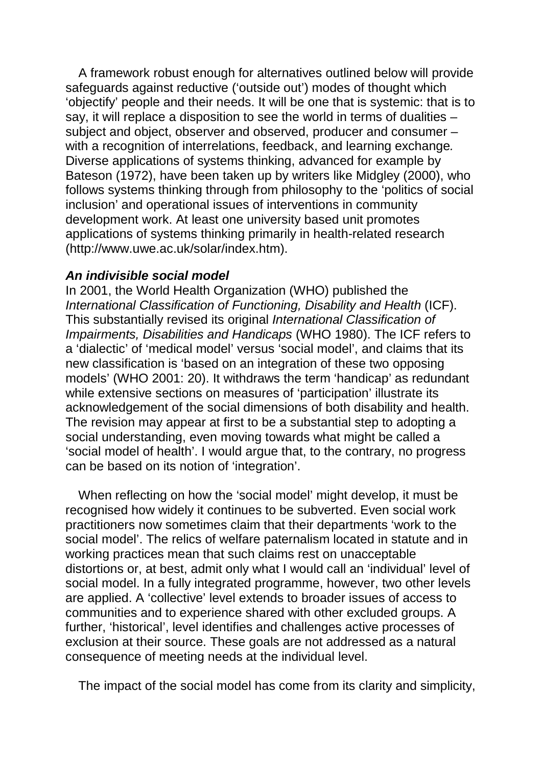A framework robust enough for alternatives outlined below will provide safeguards against reductive ('outside out') modes of thought which 'objectify' people and their needs. It will be one that is systemic: that is to say, it will replace a disposition to see the world in terms of dualities – subject and object, observer and observed, producer and consumer – with a recognition of interrelations, feedback, and learning exchange*.* Diverse applications of systems thinking, advanced for example by Bateson (1972), have been taken up by writers like Midgley (2000), who follows systems thinking through from philosophy to the 'politics of social inclusion' and operational issues of interventions in community development work. At least one university based unit promotes applications of systems thinking primarily in health-related research (http://www.uwe.ac.uk/solar/index.htm).

***An indivisible social model***

In 2001, the World Health Organization (WHO) published the *International Classification of Functioning, Disability and Health* (ICF). This substantially revised its original *International Classification of Impairments, Disabilities and Handicaps* (WHO 1980). The ICF refers to a 'dialectic' of 'medical model' versus 'social model', and claims that its new classification is 'based on an integration of these two opposing models' (WHO 2001: 20). It withdraws the term 'handicap' as redundant while extensive sections on measures of 'participation' illustrate its acknowledgement of the social dimensions of both disability and health. The revision may appear at first to be a substantial step to adopting a social understanding, even moving towards what might be called a 'social model of health'. I would argue that, to the contrary, no progress can be based on its notion of 'integration'.

When reflecting on how the 'social model' might develop, it must be recognised how widely it continues to be subverted. Even social work practitioners now sometimes claim that their departments 'work to the social model'. The relics of welfare paternalism located in statute and in working practices mean that such claims rest on unacceptable distortions or, at best, admit only what I would call an 'individual' level of social model. In a fully integrated programme, however, two other levels are applied. A 'collective' level extends to broader issues of access to communities and to experience shared with other excluded groups. A further, 'historical', level identifies and challenges active processes of exclusion at their source. These goals are not addressed as a natural consequence of meeting needs at the individual level.

The impact of the social model has come from its clarity and simplicity,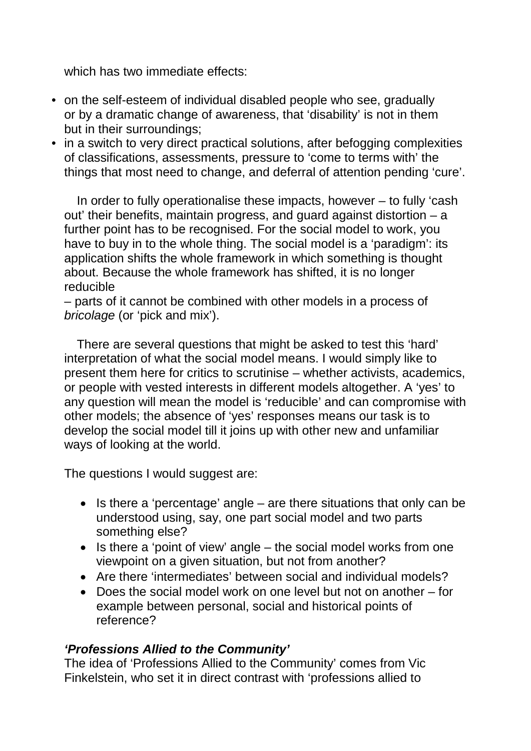which has two immediate effects:

- on the self-esteem of individual disabled people who see, gradually or by a dramatic change of awareness, that 'disability' is not in them but in their surroundings;
- in a switch to very direct practical solutions, after befogging complexities of classifications, assessments, pressure to 'come to terms with' the things that most need to change, and deferral of attention pending 'cure'.

In order to fully operationalise these impacts, however – to fully 'cash out' their benefits, maintain progress, and guard against distortion – a further point has to be recognised. For the social model to work, you have to buy in to the whole thing. The social model is a 'paradigm': its application shifts the whole framework in which something is thought about. Because the whole framework has shifted, it is no longer reducible – parts of it cannot be combined with other models in a process of *bricolage* (or 'pick and mix').

There are several questions that might be asked to test this 'hard' interpretation of what the social model means. I would simply like to present them here for critics to scrutinise – whether activists, academics, or people with vested interests in different models altogether. A 'yes' to any question will mean the model is 'reducible' and can compromise with other models; the absence of 'yes' responses means our task is to develop the social model till it joins up with other new and unfamiliar ways of looking at the world.

The questions I would suggest are:

- Is there a 'percentage' angle – are there situations that only can be understood using, say, one part social model and two parts something else?
- Is there a 'point of view' angle – the social model works from one viewpoint on a given situation, but not from another?
- Are there 'intermediates' between social and individual models?
- Does the social model work on one level but not on another – for example between personal, social and historical points of reference?

### *'Professions Allied to the Community'*

The idea of 'Professions Allied to the Community' comes from Vic Finkelstein, who set it in direct contrast with 'professions allied to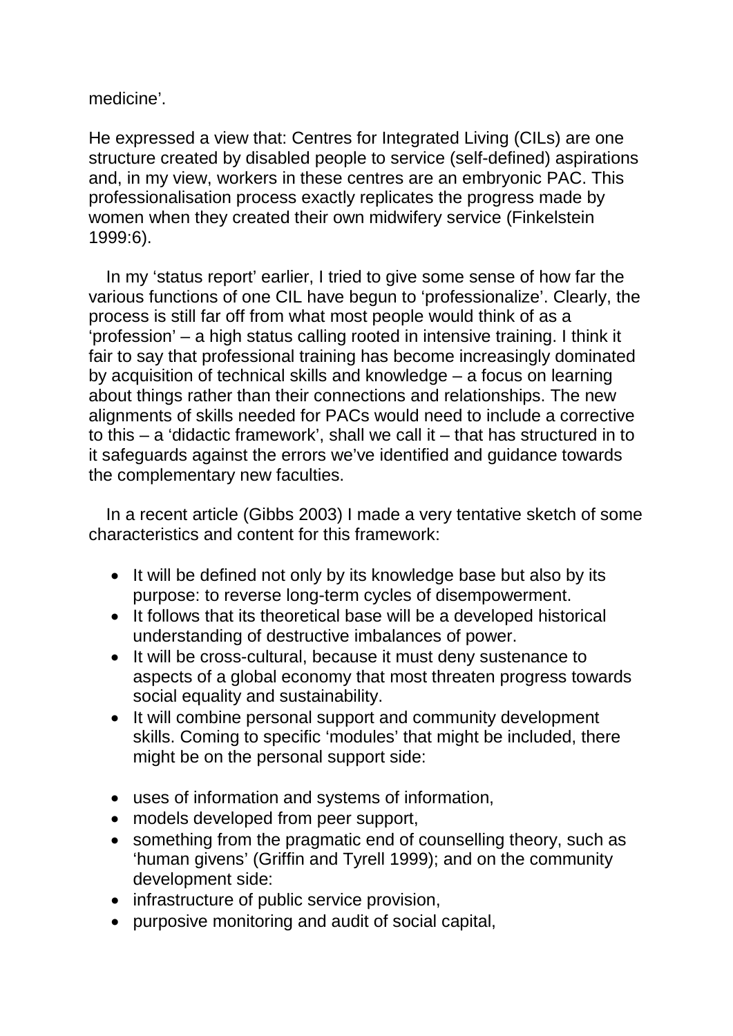medicine'.

He expressed a view that: Centres for Integrated Living (CILs) are one structure created by disabled people to service (self-defined) aspirations and, in my view, workers in these centres are an embryonic PAC. This professionalisation process exactly replicates the progress made by women when they created their own midwifery service (Finkelstein 1999:6).

In my 'status report' earlier, I tried to give some sense of how far the various functions of one CIL have begun to 'professionalize'. Clearly, the process is still far off from what most people would think of as a 'profession' – a high status calling rooted in intensive training. I think it fair to say that professional training has become increasingly dominated by acquisition of technical skills and knowledge – a focus on learning about things rather than their connections and relationships. The new alignments of skills needed for PACs would need to include a corrective to this – a 'didactic framework', shall we call it – that has structured in to it safeguards against the errors we've identified and guidance towards the complementary new faculties.

In a recent article (Gibbs 2003) I made a very tentative sketch of some characteristics and content for this framework:

- It will be defined not only by its knowledge base but also by its purpose: to reverse long-term cycles of disempowerment.
- It follows that its theoretical base will be a developed historical understanding of destructive imbalances of power.
- It will be cross-cultural, because it must deny sustenance to aspects of a global economy that most threaten progress towards social equality and sustainability.
- It will combine personal support and community development skills. Coming to specific 'modules' that might be included, there might be on the personal support side:

- uses of information and systems of information,
- models developed from peer support,
- something from the pragmatic end of counselling theory, such as 'human givens' (Griffin and Tyrell 1999); and on the community development side:
- infrastructure of public service provision,
- purposive monitoring and audit of social capital,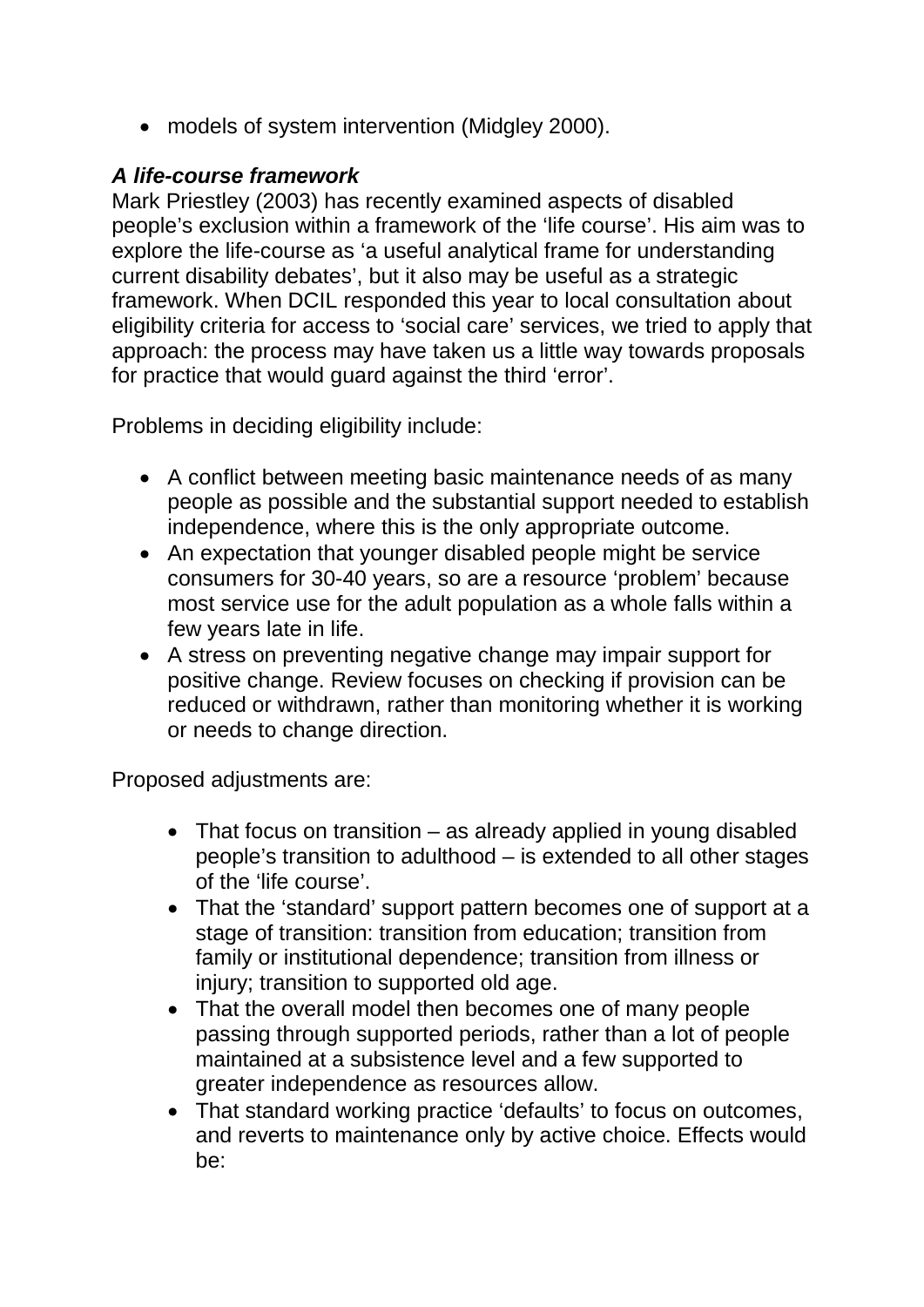- models of system intervention (Midgley 2000).

***A life-course framework***

Mark Priestley (2003) has recently examined aspects of disabled people's exclusion within a framework of the 'life course'. His aim was to explore the life-course as 'a useful analytical frame for understanding current disability debates', but it also may be useful as a strategic framework. When DCIL responded this year to local consultation about eligibility criteria for access to 'social care' services, we tried to apply that approach: the process may have taken us a little way towards proposals for practice that would guard against the third 'error'.

Problems in deciding eligibility include:

- A conflict between meeting basic maintenance needs of as many people as possible and the substantial support needed to establish independence, where this is the only appropriate outcome.
- An expectation that younger disabled people might be service consumers for 30-40 years, so are a resource 'problem' because most service use for the adult population as a whole falls within a few years late in life.
- A stress on preventing negative change may impair support for positive change. Review focuses on checking if provision can be reduced or withdrawn, rather than monitoring whether it is working or needs to change direction.

Proposed adjustments are:

- That focus on transition – as already applied in young disabled people's transition to adulthood – is extended to all other stages of the 'life course'.
- That the 'standard' support pattern becomes one of support at a stage of transition: transition from education; transition from family or institutional dependence; transition from illness or injury; transition to supported old age.
- That the overall model then becomes one of many people passing through supported periods, rather than a lot of people maintained at a subsistence level and a few supported to greater independence as resources allow.
- That standard working practice 'defaults' to focus on outcomes, and reverts to maintenance only by active choice. Effects would be: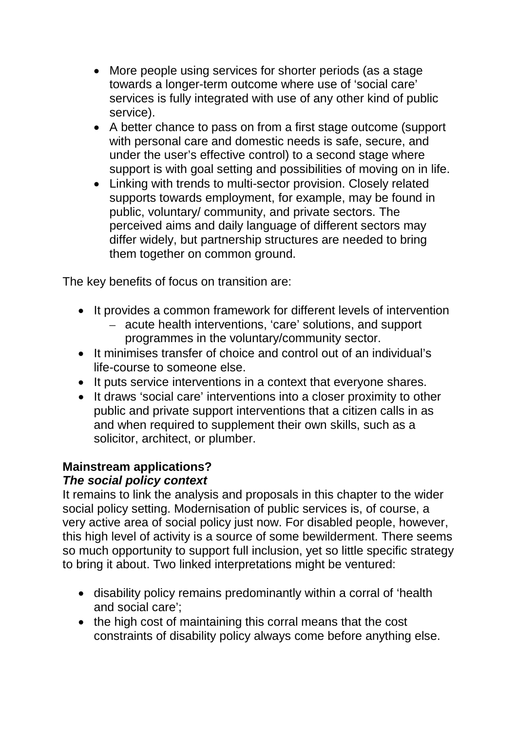- More people using services for shorter periods (as a stage towards a longer-term outcome where use of 'social care' services is fully integrated with use of any other kind of public service).
- A better chance to pass on from a first stage outcome (support with personal care and domestic needs is safe, secure, and under the user's effective control) to a second stage where support is with goal setting and possibilities of moving on in life.
- Linking with trends to multi-sector provision. Closely related supports towards employment, for example, may be found in public, voluntary/ community, and private sectors. The perceived aims and daily language of different sectors may differ widely, but partnership structures are needed to bring them together on common ground.

The key benefits of focus on transition are:

- It provides a common framework for different levels of intervention
  - acute health interventions, 'care' solutions, and support programmes in the voluntary/community sector.
- It minimises transfer of choice and control out of an individual's life-course to someone else.
- It puts service interventions in a context that everyone shares.
- It draws 'social care' interventions into a closer proximity to other public and private support interventions that a citizen calls in as and when required to supplement their own skills, such as a solicitor, architect, or plumber.

## Mainstream applications?

### *The social policy context*

It remains to link the analysis and proposals in this chapter to the wider social policy setting. Modernisation of public services is, of course, a very active area of social policy just now. For disabled people, however, this high level of activity is a source of some bewilderment. There seems so much opportunity to support full inclusion, yet so little specific strategy to bring it about. Two linked interpretations might be ventured:

- disability policy remains predominantly within a corral of 'health and social care';
- the high cost of maintaining this corral means that the cost constraints of disability policy always come before anything else.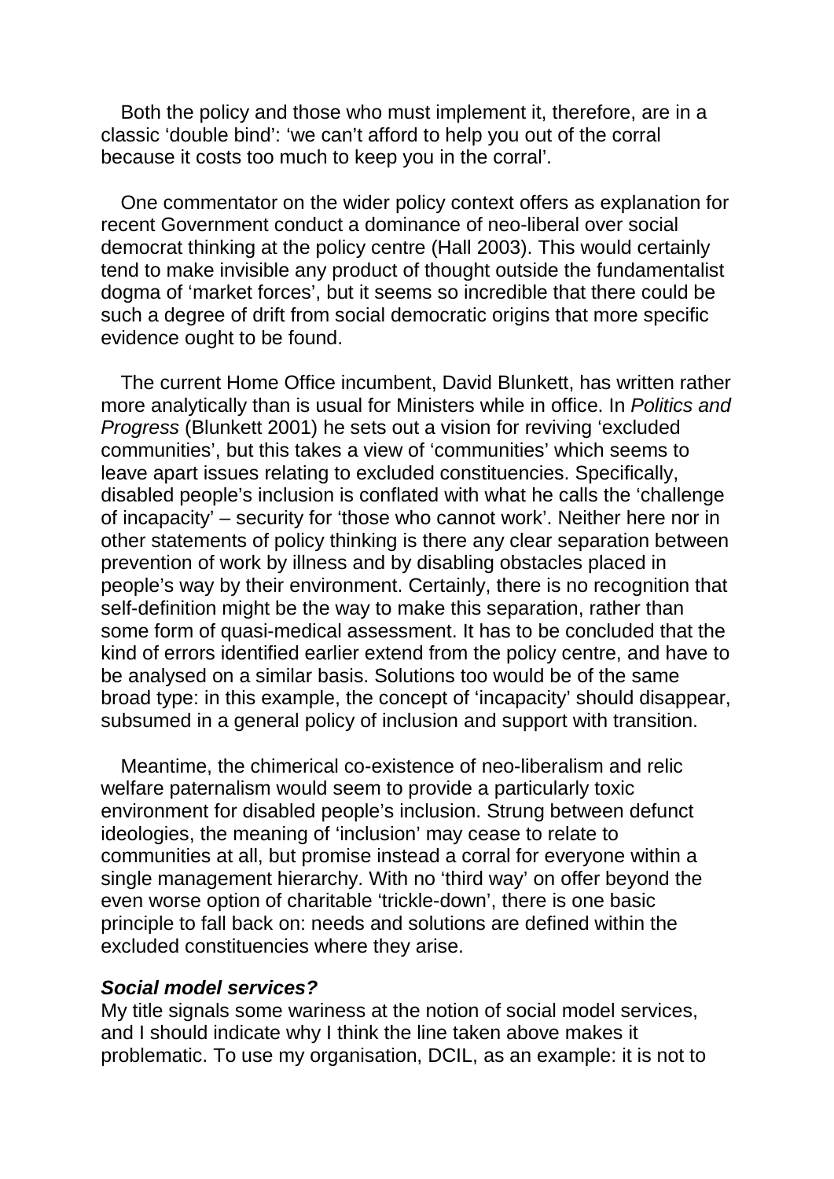Both the policy and those who must implement it, therefore, are in a classic 'double bind': 'we can't afford to help you out of the corral because it costs too much to keep you in the corral'.

One commentator on the wider policy context offers as explanation for recent Government conduct a dominance of neo-liberal over social democrat thinking at the policy centre (Hall 2003). This would certainly tend to make invisible any product of thought outside the fundamentalist dogma of 'market forces', but it seems so incredible that there could be such a degree of drift from social democratic origins that more specific evidence ought to be found.

The current Home Office incumbent, David Blunkett, has written rather more analytically than is usual for Ministers while in office. In *Politics and Progress* (Blunkett 2001) he sets out a vision for reviving 'excluded communities', but this takes a view of 'communities' which seems to leave apart issues relating to excluded constituencies. Specifically, disabled people's inclusion is conflated with what he calls the 'challenge of incapacity' – security for 'those who cannot work'. Neither here nor in other statements of policy thinking is there any clear separation between prevention of work by illness and by disabling obstacles placed in people's way by their environment. Certainly, there is no recognition that self-definition might be the way to make this separation, rather than some form of quasi-medical assessment. It has to be concluded that the kind of errors identified earlier extend from the policy centre, and have to be analysed on a similar basis. Solutions too would be of the same broad type: in this example, the concept of 'incapacity' should disappear, subsumed in a general policy of inclusion and support with transition.

Meantime, the chimerical co-existence of neo-liberalism and relic welfare paternalism would seem to provide a particularly toxic environment for disabled people's inclusion. Strung between defunct ideologies, the meaning of 'inclusion' may cease to relate to communities at all, but promise instead a corral for everyone within a single management hierarchy. With no 'third way' on offer beyond the even worse option of charitable 'trickle-down', there is one basic principle to fall back on: needs and solutions are defined within the excluded constituencies where they arise.

### ***Social model services?***

My title signals some wariness at the notion of social model services, and I should indicate why I think the line taken above makes it problematic. To use my organisation, DCIL, as an example: it is not to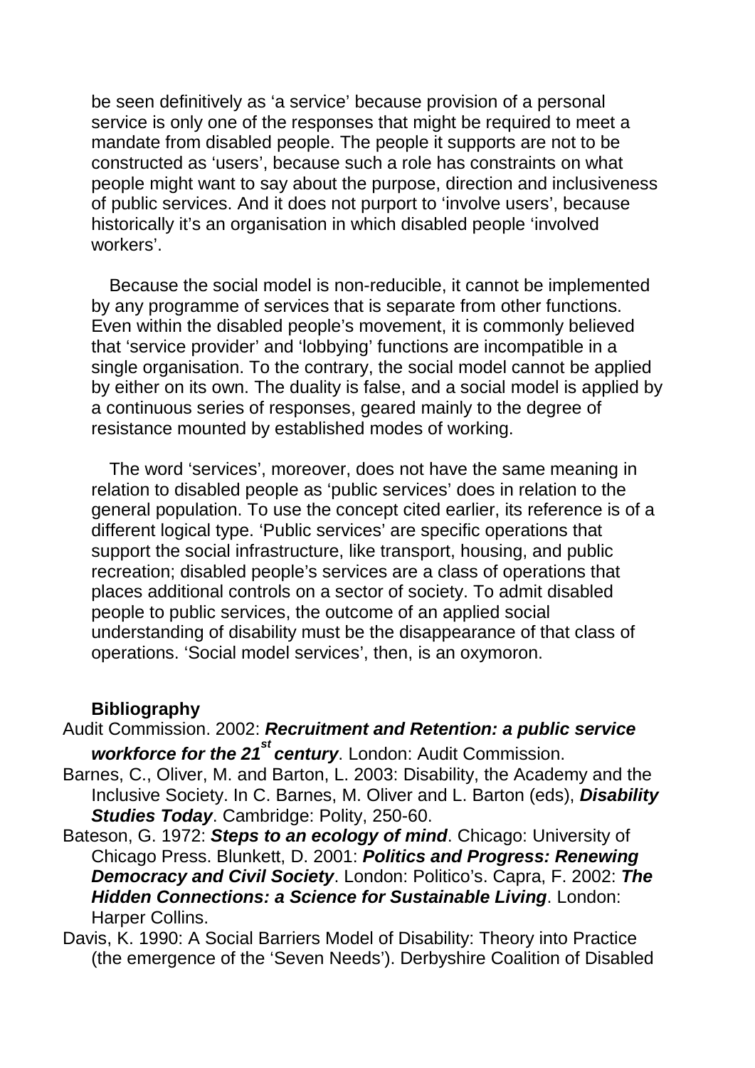be seen definitively as 'a service' because provision of a personal service is only one of the responses that might be required to meet a mandate from disabled people. The people it supports are not to be constructed as 'users', because such a role has constraints on what people might want to say about the purpose, direction and inclusiveness of public services. And it does not purport to 'involve users', because historically it's an organisation in which disabled people 'involved workers'.

Because the social model is non-reducible, it cannot be implemented by any programme of services that is separate from other functions. Even within the disabled people's movement, it is commonly believed that 'service provider' and 'lobbying' functions are incompatible in a single organisation. To the contrary, the social model cannot be applied by either on its own. The duality is false, and a social model is applied by a continuous series of responses, geared mainly to the degree of resistance mounted by established modes of working.

The word 'services', moreover, does not have the same meaning in relation to disabled people as 'public services' does in relation to the general population. To use the concept cited earlier, its reference is of a different logical type. 'Public services' are specific operations that support the social infrastructure, like transport, housing, and public recreation; disabled people's services are a class of operations that places additional controls on a sector of society. To admit disabled people to public services, the outcome of an applied social understanding of disability must be the disappearance of that class of operations. 'Social model services', then, is an oxymoron.

**Bibliography**

Audit Commission. 2002: ***Recruitment and Retention: a public service workforce for the 21st century***. London: Audit Commission.

Barnes, C., Oliver, M. and Barton, L. 2003: Disability, the Academy and the Inclusive Society. In C. Barnes, M. Oliver and L. Barton (eds), ***Disability Studies Today***. Cambridge: Polity, 250-60.

Bateson, G. 1972: ***Steps to an ecology of mind***. Chicago: University of Chicago Press. Blunkett, D. 2001: ***Politics and Progress: Renewing Democracy and Civil Society***. London: Politico's. Capra, F. 2002: ***The Hidden Connections: a Science for Sustainable Living***. London: Harper Collins.

Davis, K. 1990: A Social Barriers Model of Disability: Theory into Practice (the emergence of the 'Seven Needs'). Derbyshire Coalition of Disabled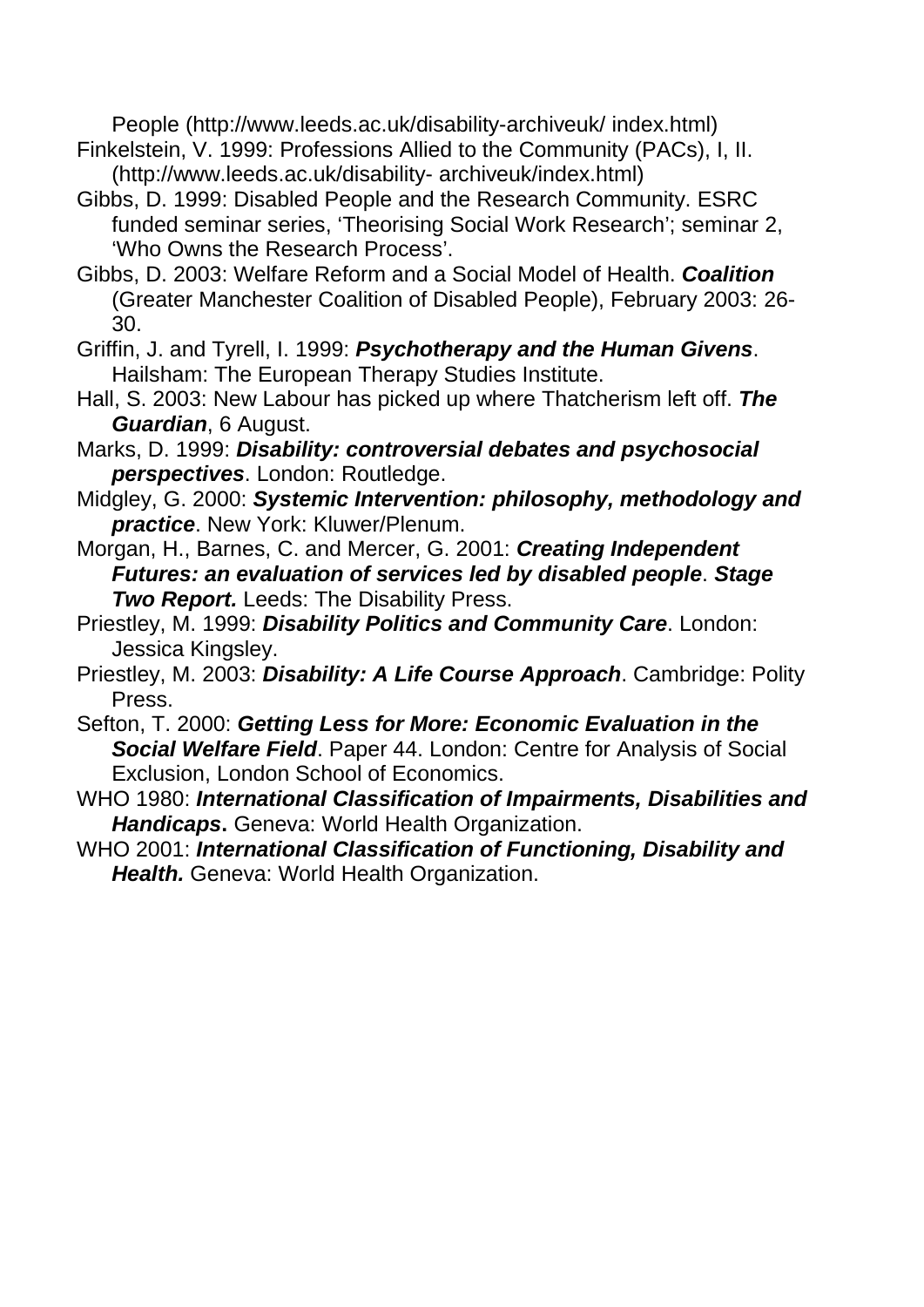People (http://www.leeds.ac.uk/disability-archiveuk/ index.html)

Finkelstein, V. 1999: Professions Allied to the Community (PACs), I, II. (http://www.leeds.ac.uk/disability- archiveuk/index.html)

Gibbs, D. 1999: Disabled People and the Research Community. ESRC funded seminar series, 'Theorising Social Work Research'; seminar 2, 'Who Owns the Research Process'.

Gibbs, D. 2003: Welfare Reform and a Social Model of Health. ***Coalition*** (Greater Manchester Coalition of Disabled People), February 2003: 26-30.

Griffin, J. and Tyrell, I. 1999: ***Psychotherapy and the Human Givens***. Hailsham: The European Therapy Studies Institute.

Hall, S. 2003: New Labour has picked up where Thatcherism left off. ***The Guardian***, 6 August.

Marks, D. 1999: ***Disability: controversial debates and psychosocial perspectives***. London: Routledge.

Midgley, G. 2000: ***Systemic Intervention: philosophy, methodology and practice***. New York: Kluwer/Plenum.

Morgan, H., Barnes, C. and Mercer, G. 2001: ***Creating Independent Futures: an evaluation of services led by disabled people***. ***Stage Two Report.*** Leeds: The Disability Press.

Priestley, M. 1999: ***Disability Politics and Community Care***. London: Jessica Kingsley.

Priestley, M. 2003: ***Disability: A Life Course Approach***. Cambridge: Polity Press.

Sefton, T. 2000: ***Getting Less for More: Economic Evaluation in the Social Welfare Field***. Paper 44. London: Centre for Analysis of Social Exclusion, London School of Economics.

WHO 1980: ***International Classification of Impairments, Disabilities and Handicaps*****.** Geneva: World Health Organization.

WHO 2001: ***International Classification of Functioning, Disability and Health.*** Geneva: World Health Organization.